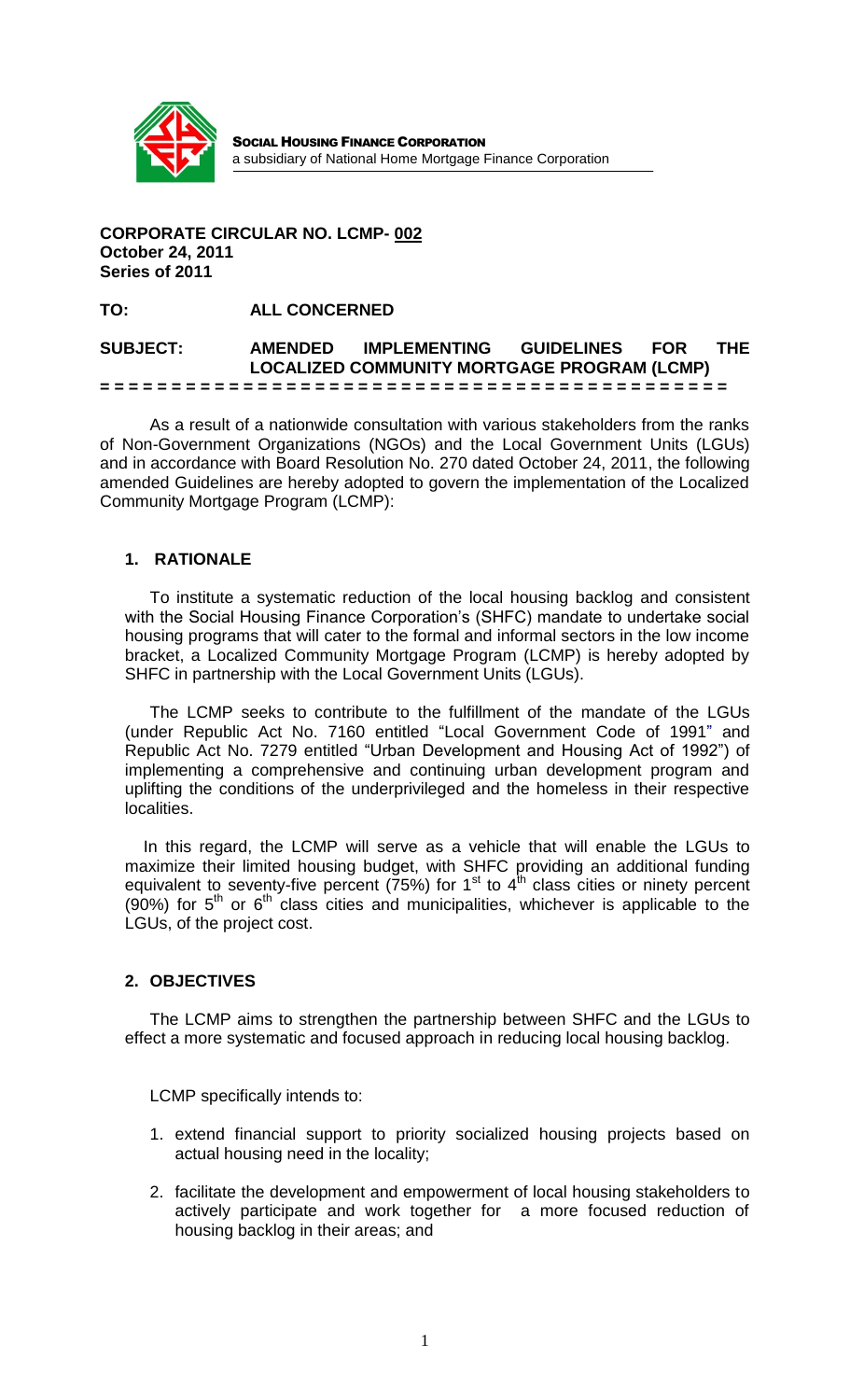**SOCIAL HOUSING FINANCE CORPORATION**
a subsidiary of National Home Mortgage Finance Corporation

**CORPORATE CIRCULAR NO. LCMP- 002**
**October 24, 2011**
**Series of 2011**

**TO:** **ALL CONCERNED**

**SUBJECT:** **AMENDED IMPLEMENTING GUIDELINES FOR THE LOCALIZED COMMUNITY MORTGAGE PROGRAM (LCMP)**

= = = = = = = = = = = = = = = = = = = = = = = = = = = = = = = = = = = = = = = = = = =

As a result of a nationwide consultation with various stakeholders from the ranks of Non-Government Organizations (NGOs) and the Local Government Units (LGUs) and in accordance with Board Resolution No. 270 dated October 24, 2011, the following amended Guidelines are hereby adopted to govern the implementation of the Localized Community Mortgage Program (LCMP):

## 1. RATIONALE

To institute a systematic reduction of the local housing backlog and consistent with the Social Housing Finance Corporation's (SHFC) mandate to undertake social housing programs that will cater to the formal and informal sectors in the low income bracket, a Localized Community Mortgage Program (LCMP) is hereby adopted by SHFC in partnership with the Local Government Units (LGUs).

The LCMP seeks to contribute to the fulfillment of the mandate of the LGUs (under Republic Act No. 7160 entitled "Local Government Code of 1991" and Republic Act No. 7279 entitled "Urban Development and Housing Act of 1992") of implementing a comprehensive and continuing urban development program and uplifting the conditions of the underprivileged and the homeless in their respective localities.

In this regard, the LCMP will serve as a vehicle that will enable the LGUs to maximize their limited housing budget, with SHFC providing an additional funding equivalent to seventy-five percent (75%) for 1st to 4th class cities or ninety percent (90%) for 5th or 6th class cities and municipalities, whichever is applicable to the LGUs, of the project cost.

## 2. OBJECTIVES

The LCMP aims to strengthen the partnership between SHFC and the LGUs to effect a more systematic and focused approach in reducing local housing backlog.

LCMP specifically intends to:

1. extend financial support to priority socialized housing projects based on actual housing need in the locality;
2. facilitate the development and empowerment of local housing stakeholders to actively participate and work together for a more focused reduction of housing backlog in their areas; and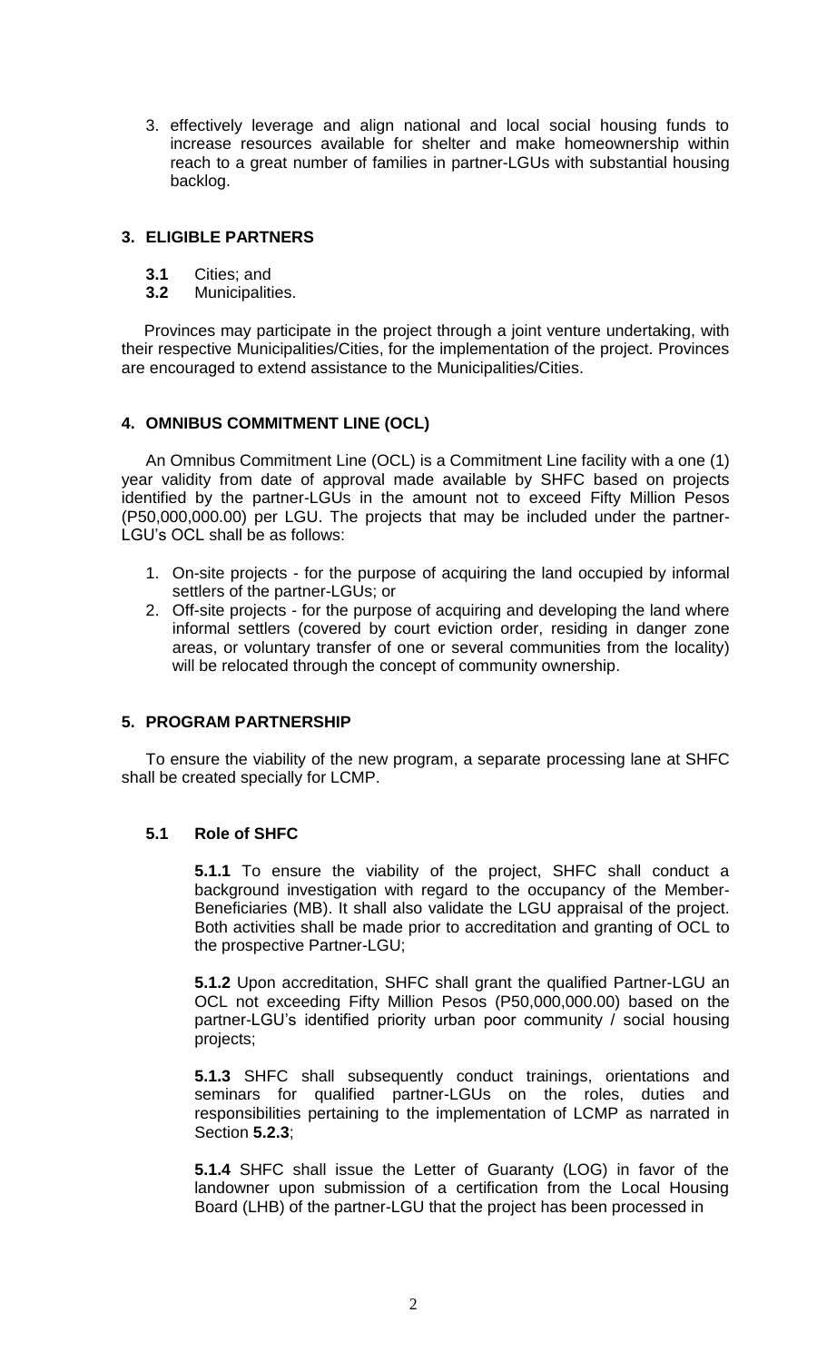3. effectively leverage and align national and local social housing funds to increase resources available for shelter and make homeownership within reach to a great number of families in partner-LGUs with substantial housing backlog.

## 3. ELIGIBLE PARTNERS

**3.1** Cities; and
**3.2** Municipalities.

Provinces may participate in the project through a joint venture undertaking, with their respective Municipalities/Cities, for the implementation of the project. Provinces are encouraged to extend assistance to the Municipalities/Cities.

## 4. OMNIBUS COMMITMENT LINE (OCL)

An Omnibus Commitment Line (OCL) is a Commitment Line facility with a one (1) year validity from date of approval made available by SHFC based on projects identified by the partner-LGUs in the amount not to exceed Fifty Million Pesos (P50,000,000.00) per LGU. The projects that may be included under the partner-LGU's OCL shall be as follows:

1. On-site projects - for the purpose of acquiring the land occupied by informal settlers of the partner-LGUs; or
2. Off-site projects - for the purpose of acquiring and developing the land where informal settlers (covered by court eviction order, residing in danger zone areas, or voluntary transfer of one or several communities from the locality) will be relocated through the concept of community ownership.

## 5. PROGRAM PARTNERSHIP

To ensure the viability of the new program, a separate processing lane at SHFC shall be created specially for LCMP.

### 5.1 Role of SHFC

**5.1.1** To ensure the viability of the project, SHFC shall conduct a background investigation with regard to the occupancy of the Member-Beneficiaries (MB). It shall also validate the LGU appraisal of the project. Both activities shall be made prior to accreditation and granting of OCL to the prospective Partner-LGU;

**5.1.2** Upon accreditation, SHFC shall grant the qualified Partner-LGU an OCL not exceeding Fifty Million Pesos (P50,000,000.00) based on the partner-LGU's identified priority urban poor community / social housing projects;

**5.1.3** SHFC shall subsequently conduct trainings, orientations and seminars for qualified partner-LGUs on the roles, duties and responsibilities pertaining to the implementation of LCMP as narrated in Section **5.2.3**;

**5.1.4** SHFC shall issue the Letter of Guaranty (LOG) in favor of the landowner upon submission of a certification from the Local Housing Board (LHB) of the partner-LGU that the project has been processed in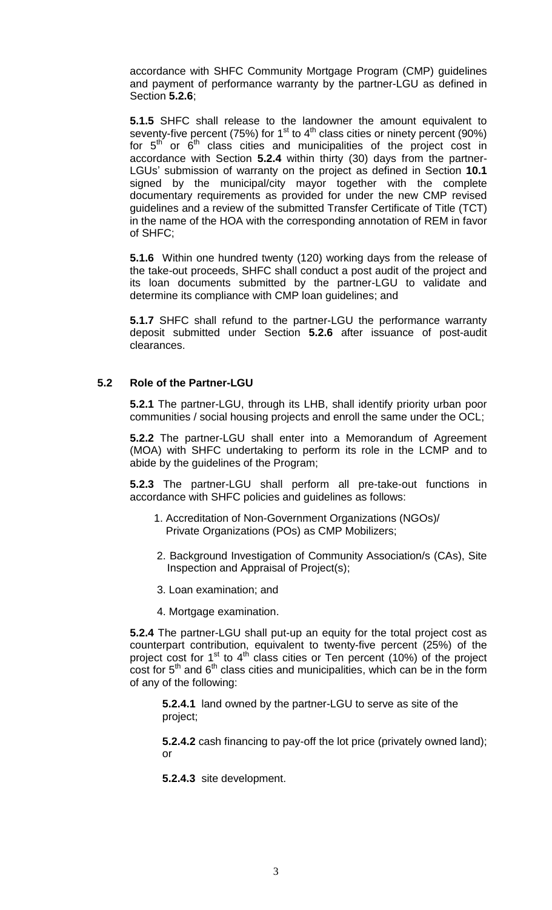accordance with SHFC Community Mortgage Program (CMP) guidelines and payment of performance warranty by the partner-LGU as defined in Section **5.2.6**;

**5.1.5** SHFC shall release to the landowner the amount equivalent to seventy-five percent (75%) for 1st to 4th class cities or ninety percent (90%) for 5th or 6th class cities and municipalities of the project cost in accordance with Section **5.2.4** within thirty (30) days from the partner-LGUs' submission of warranty on the project as defined in Section **10.1** signed by the municipal/city mayor together with the complete documentary requirements as provided for under the new CMP revised guidelines and a review of the submitted Transfer Certificate of Title (TCT) in the name of the HOA with the corresponding annotation of REM in favor of SHFC;

**5.1.6** Within one hundred twenty (120) working days from the release of the take-out proceeds, SHFC shall conduct a post audit of the project and its loan documents submitted by the partner-LGU to validate and determine its compliance with CMP loan guidelines; and

**5.1.7** SHFC shall refund to the partner-LGU the performance warranty deposit submitted under Section **5.2.6** after issuance of post-audit clearances.

## 5.2 Role of the Partner-LGU

**5.2.1** The partner-LGU, through its LHB, shall identify priority urban poor communities / social housing projects and enroll the same under the OCL;

**5.2.2** The partner-LGU shall enter into a Memorandum of Agreement (MOA) with SHFC undertaking to perform its role in the LCMP and to abide by the guidelines of the Program;

**5.2.3** The partner-LGU shall perform all pre-take-out functions in accordance with SHFC policies and guidelines as follows:

1. Accreditation of Non-Government Organizations (NGOs)/ Private Organizations (POs) as CMP Mobilizers;
2. Background Investigation of Community Association/s (CAs), Site Inspection and Appraisal of Project(s);
3. Loan examination; and
4. Mortgage examination.

**5.2.4** The partner-LGU shall put-up an equity for the total project cost as counterpart contribution, equivalent to twenty-five percent (25%) of the project cost for 1st to 4th class cities or Ten percent (10%) of the project cost for 5th and 6th class cities and municipalities, which can be in the form of any of the following:

**5.2.4.1** land owned by the partner-LGU to serve as site of the project;

**5.2.4.2** cash financing to pay-off the lot price (privately owned land); or

**5.2.4.3** site development.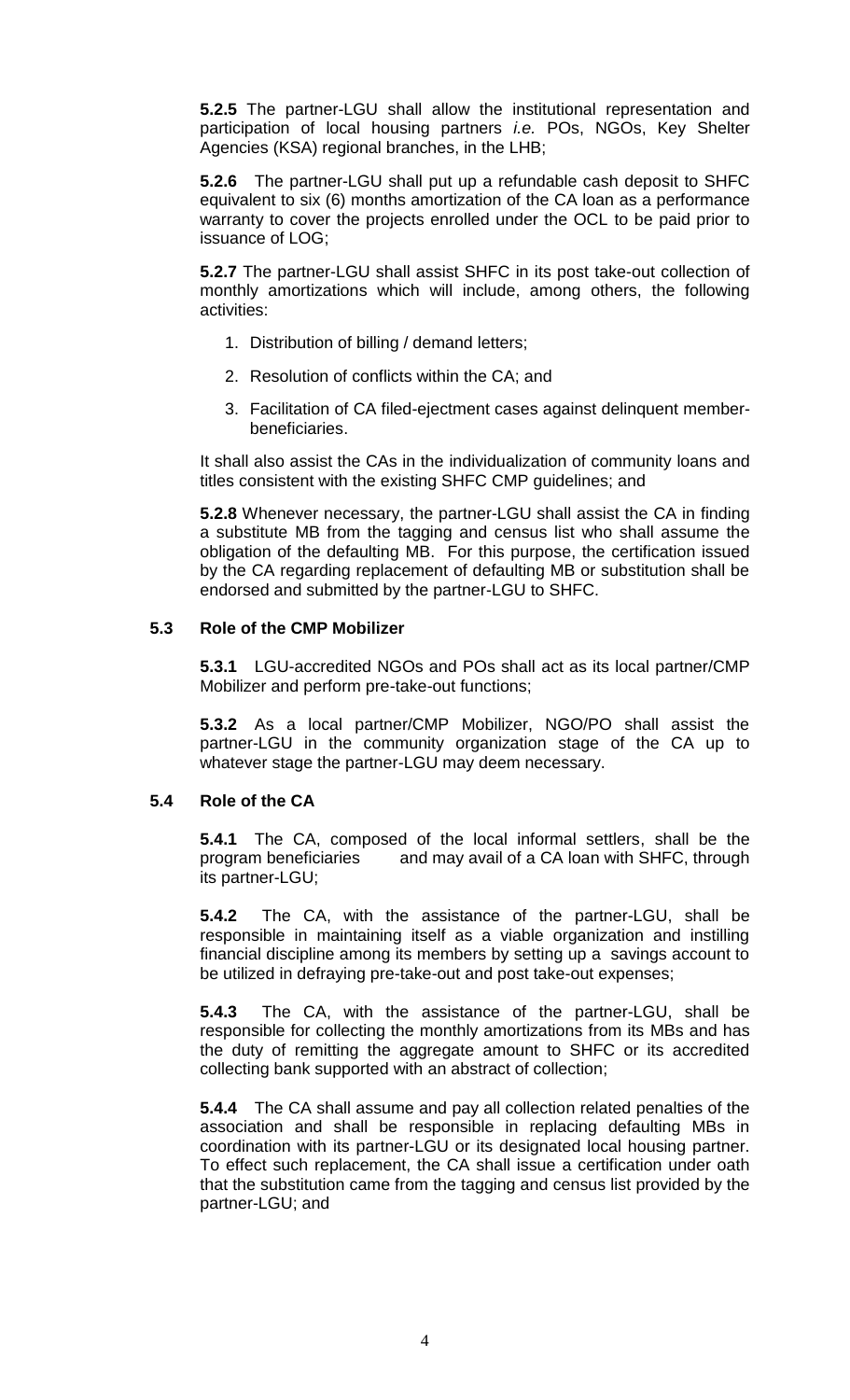**5.2.5** The partner-LGU shall allow the institutional representation and participation of local housing partners *i.e.* POs, NGOs, Key Shelter Agencies (KSA) regional branches, in the LHB;

**5.2.6** The partner-LGU shall put up a refundable cash deposit to SHFC equivalent to six (6) months amortization of the CA loan as a performance warranty to cover the projects enrolled under the OCL to be paid prior to issuance of LOG;

**5.2.7** The partner-LGU shall assist SHFC in its post take-out collection of monthly amortizations which will include, among others, the following activities:

1. Distribution of billing / demand letters;
2. Resolution of conflicts within the CA; and
3. Facilitation of CA filed-ejectment cases against delinquent member-beneficiaries.

It shall also assist the CAs in the individualization of community loans and titles consistent with the existing SHFC CMP guidelines; and

**5.2.8** Whenever necessary, the partner-LGU shall assist the CA in finding a substitute MB from the tagging and census list who shall assume the obligation of the defaulting MB. For this purpose, the certification issued by the CA regarding replacement of defaulting MB or substitution shall be endorsed and submitted by the partner-LGU to SHFC.

### 5.3 Role of the CMP Mobilizer

**5.3.1** LGU-accredited NGOs and POs shall act as its local partner/CMP Mobilizer and perform pre-take-out functions;

**5.3.2** As a local partner/CMP Mobilizer, NGO/PO shall assist the partner-LGU in the community organization stage of the CA up to whatever stage the partner-LGU may deem necessary.

### 5.4 Role of the CA

**5.4.1** The CA, composed of the local informal settlers, shall be the program beneficiaries and may avail of a CA loan with SHFC, through its partner-LGU;

**5.4.2** The CA, with the assistance of the partner-LGU, shall be responsible in maintaining itself as a viable organization and instilling financial discipline among its members by setting up a savings account to be utilized in defraying pre-take-out and post take-out expenses;

**5.4.3** The CA, with the assistance of the partner-LGU, shall be responsible for collecting the monthly amortizations from its MBs and has the duty of remitting the aggregate amount to SHFC or its accredited collecting bank supported with an abstract of collection;

**5.4.4** The CA shall assume and pay all collection related penalties of the association and shall be responsible in replacing defaulting MBs in coordination with its partner-LGU or its designated local housing partner. To effect such replacement, the CA shall issue a certification under oath that the substitution came from the tagging and census list provided by the partner-LGU; and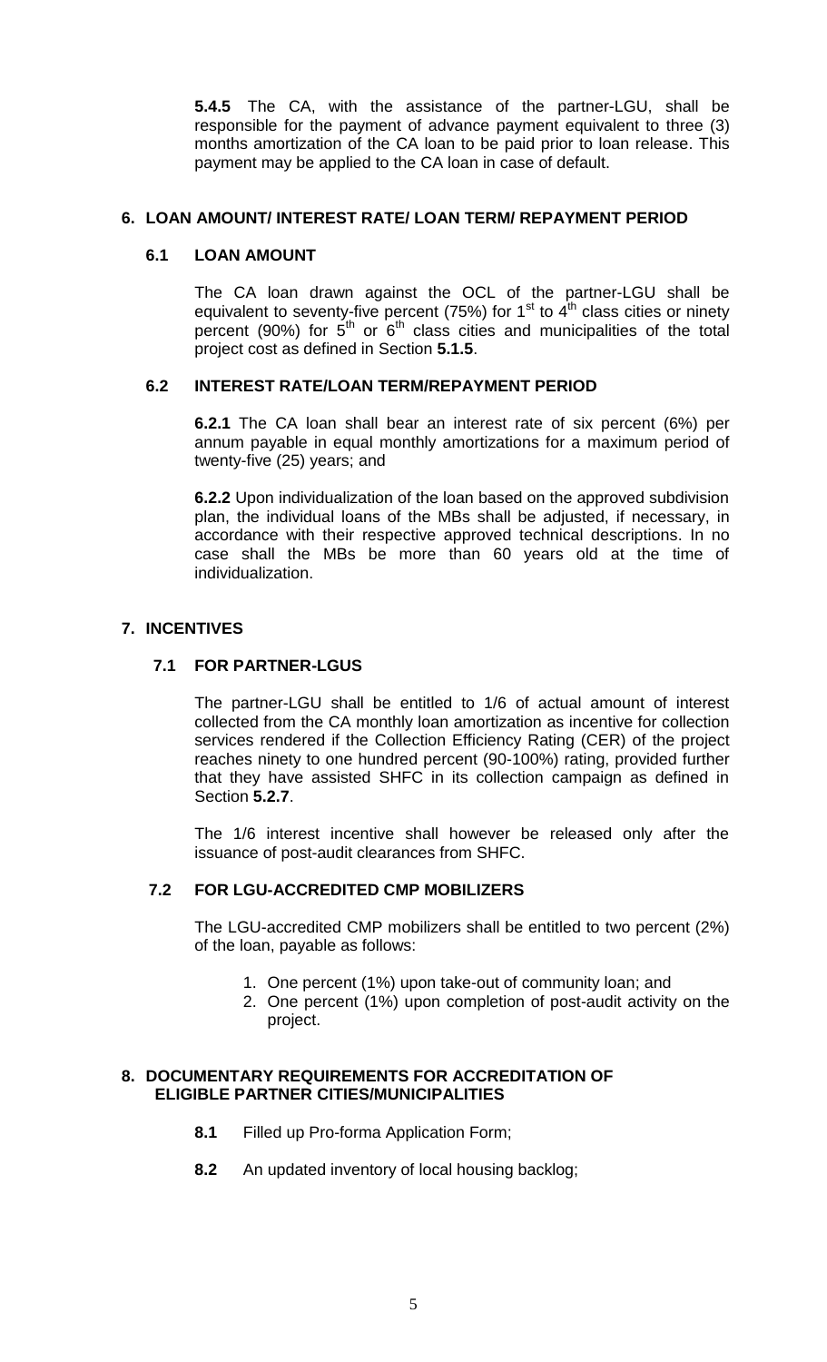**5.4.5** The CA, with the assistance of the partner-LGU, shall be responsible for the payment of advance payment equivalent to three (3) months amortization of the CA loan to be paid prior to loan release. This payment may be applied to the CA loan in case of default.

## 6. LOAN AMOUNT/ INTEREST RATE/ LOAN TERM/ REPAYMENT PERIOD

### 6.1 LOAN AMOUNT

The CA loan drawn against the OCL of the partner-LGU shall be equivalent to seventy-five percent (75%) for 1st to 4th class cities or ninety percent (90%) for 5th or 6th class cities and municipalities of the total project cost as defined in Section **5.1.5**.

### 6.2 INTEREST RATE/LOAN TERM/REPAYMENT PERIOD

**6.2.1** The CA loan shall bear an interest rate of six percent (6%) per annum payable in equal monthly amortizations for a maximum period of twenty-five (25) years; and

**6.2.2** Upon individualization of the loan based on the approved subdivision plan, the individual loans of the MBs shall be adjusted, if necessary, in accordance with their respective approved technical descriptions. In no case shall the MBs be more than 60 years old at the time of individualization.

## 7. INCENTIVES

### 7.1 FOR PARTNER-LGUS

The partner-LGU shall be entitled to 1/6 of actual amount of interest collected from the CA monthly loan amortization as incentive for collection services rendered if the Collection Efficiency Rating (CER) of the project reaches ninety to one hundred percent (90-100%) rating, provided further that they have assisted SHFC in its collection campaign as defined in Section **5.2.7**.

The 1/6 interest incentive shall however be released only after the issuance of post-audit clearances from SHFC.

### 7.2 FOR LGU-ACCREDITED CMP MOBILIZERS

The LGU-accredited CMP mobilizers shall be entitled to two percent (2%) of the loan, payable as follows:

1. One percent (1%) upon take-out of community loan; and
2. One percent (1%) upon completion of post-audit activity on the project.

## 8. DOCUMENTARY REQUIREMENTS FOR ACCREDITATION OF ELIGIBLE PARTNER CITIES/MUNICIPALITIES

**8.1** Filled up Pro-forma Application Form;

**8.2** An updated inventory of local housing backlog;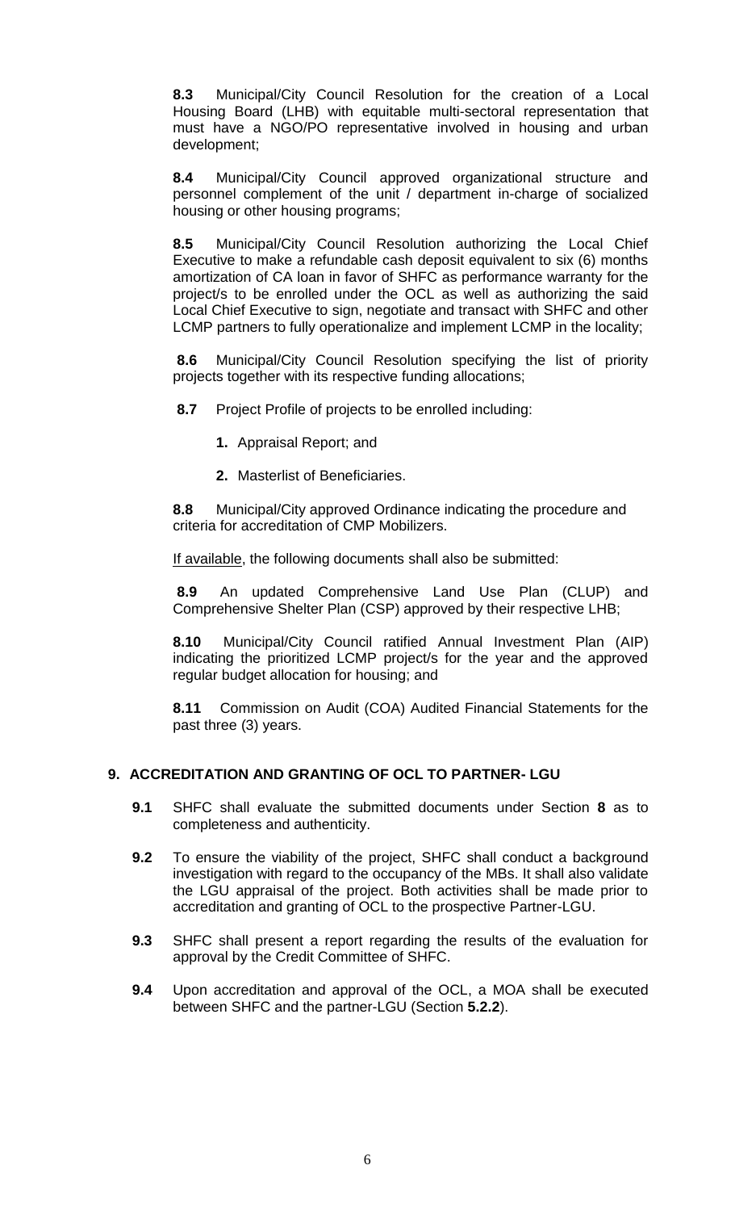**8.3** Municipal/City Council Resolution for the creation of a Local Housing Board (LHB) with equitable multi-sectoral representation that must have a NGO/PO representative involved in housing and urban development;

**8.4** Municipal/City Council approved organizational structure and personnel complement of the unit / department in-charge of socialized housing or other housing programs;

**8.5** Municipal/City Council Resolution authorizing the Local Chief Executive to make a refundable cash deposit equivalent to six (6) months amortization of CA loan in favor of SHFC as performance warranty for the project/s to be enrolled under the OCL as well as authorizing the said Local Chief Executive to sign, negotiate and transact with SHFC and other LCMP partners to fully operationalize and implement LCMP in the locality;

**8.6** Municipal/City Council Resolution specifying the list of priority projects together with its respective funding allocations;

**8.7** Project Profile of projects to be enrolled including:

1. Appraisal Report; and
2. Masterlist of Beneficiaries.

**8.8** Municipal/City approved Ordinance indicating the procedure and criteria for accreditation of CMP Mobilizers.

<u>If available</u>, the following documents shall also be submitted:

**8.9** An updated Comprehensive Land Use Plan (CLUP) and Comprehensive Shelter Plan (CSP) approved by their respective LHB;

**8.10** Municipal/City Council ratified Annual Investment Plan (AIP) indicating the prioritized LCMP project/s for the year and the approved regular budget allocation for housing; and

**8.11** Commission on Audit (COA) Audited Financial Statements for the past three (3) years.

## 9. ACCREDITATION AND GRANTING OF OCL TO PARTNER- LGU

**9.1** SHFC shall evaluate the submitted documents under Section **8** as to completeness and authenticity.

**9.2** To ensure the viability of the project, SHFC shall conduct a background investigation with regard to the occupancy of the MBs. It shall also validate the LGU appraisal of the project. Both activities shall be made prior to accreditation and granting of OCL to the prospective Partner-LGU.

**9.3** SHFC shall present a report regarding the results of the evaluation for approval by the Credit Committee of SHFC.

**9.4** Upon accreditation and approval of the OCL, a MOA shall be executed between SHFC and the partner-LGU (Section **5.2.2**).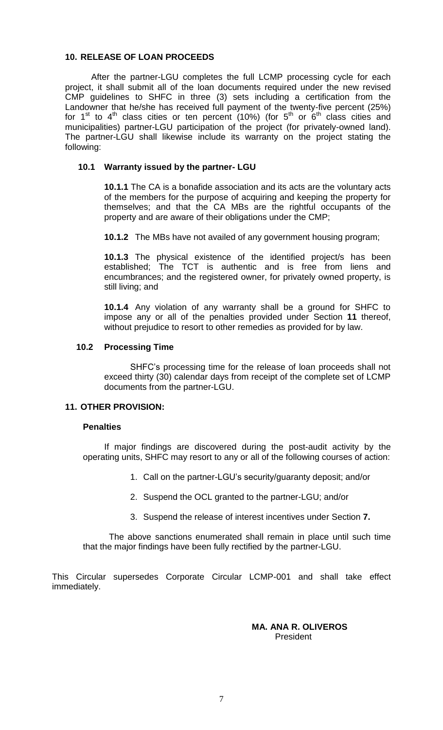## 10. RELEASE OF LOAN PROCEEDS

After the partner-LGU completes the full LCMP processing cycle for each project, it shall submit all of the loan documents required under the new revised CMP guidelines to SHFC in three (3) sets including a certification from the Landowner that he/she has received full payment of the twenty-five percent (25%) for 1st to 4th class cities or ten percent (10%) (for 5th or 6th class cities and municipalities) partner-LGU participation of the project (for privately-owned land). The partner-LGU shall likewise include its warranty on the project stating the following:

### 10.1 Warranty issued by the partner- LGU

**10.1.1** The CA is a bonafide association and its acts are the voluntary acts of the members for the purpose of acquiring and keeping the property for themselves; and that the CA MBs are the rightful occupants of the property and are aware of their obligations under the CMP;

**10.1.2** The MBs have not availed of any government housing program;

**10.1.3** The physical existence of the identified project/s has been established; The TCT is authentic and is free from liens and encumbrances; and the registered owner, for privately owned property, is still living; and

**10.1.4** Any violation of any warranty shall be a ground for SHFC to impose any or all of the penalties provided under Section **11** thereof, without prejudice to resort to other remedies as provided for by law.

### 10.2 Processing Time

SHFC's processing time for the release of loan proceeds shall not exceed thirty (30) calendar days from receipt of the complete set of LCMP documents from the partner-LGU.

## 11. OTHER PROVISION:

**Penalties**

If major findings are discovered during the post-audit activity by the operating units, SHFC may resort to any or all of the following courses of action:

1. Call on the partner-LGU's security/guaranty deposit; and/or
2. Suspend the OCL granted to the partner-LGU; and/or
3. Suspend the release of interest incentives under Section **7.**

The above sanctions enumerated shall remain in place until such time that the major findings have been fully rectified by the partner-LGU.

This Circular supersedes Corporate Circular LCMP-001 and shall take effect immediately.

**MA. ANA R. OLIVEROS**
President